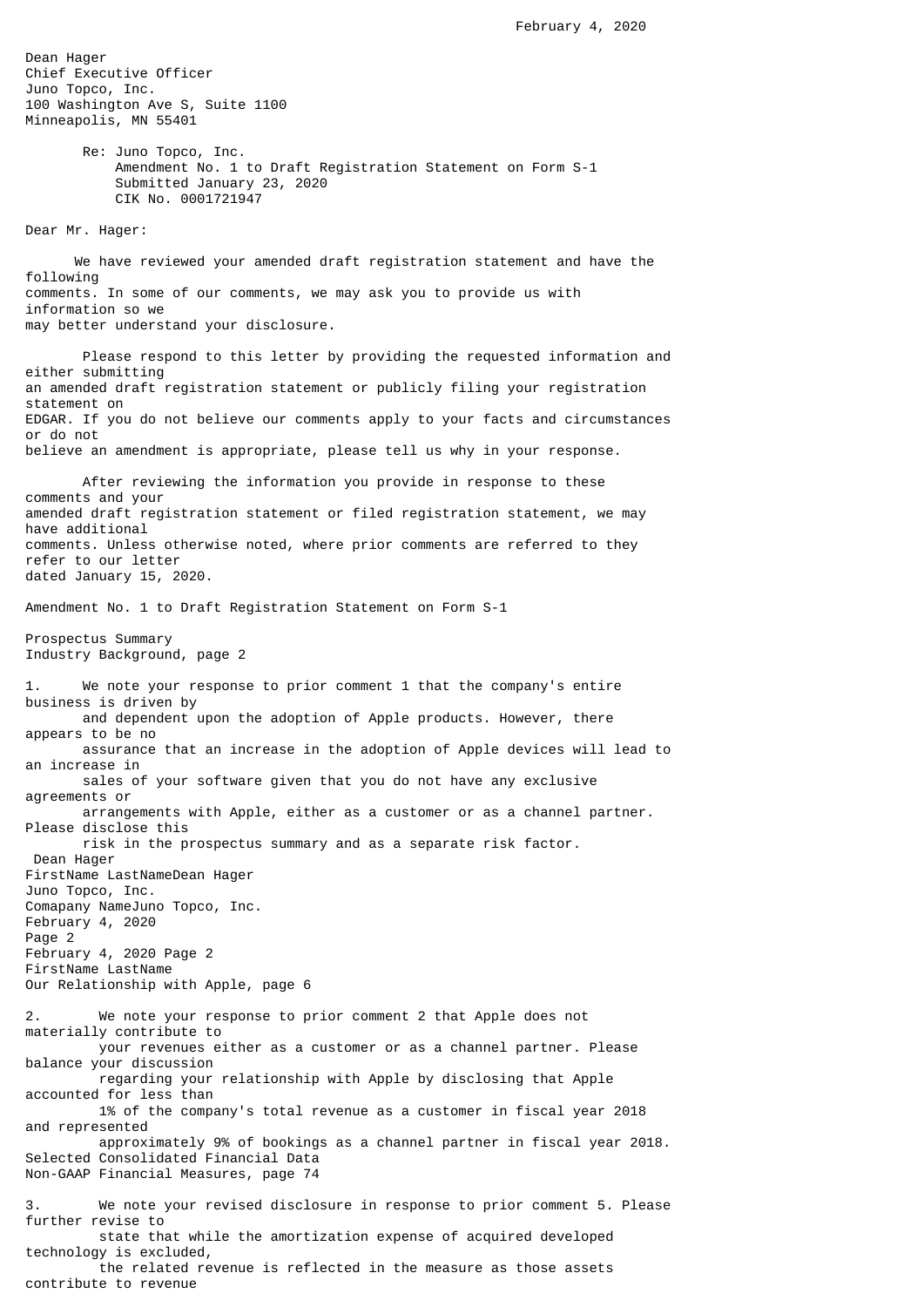February 4, 2020

Dean Hager
Chief Executive Officer
Juno Topco, Inc.
100 Washington Ave S, Suite 1100
Minneapolis, MN 55401

Re: Juno Topco, Inc.
Amendment No. 1 to Draft Registration Statement on Form S-1
Submitted January 23, 2020
CIK No. 0001721947

Dear Mr. Hager:

We have reviewed your amended draft registration statement and have the following comments. In some of our comments, we may ask you to provide us with information so we may better understand your disclosure.

Please respond to this letter by providing the requested information and either submitting an amended draft registration statement or publicly filing your registration statement on EDGAR. If you do not believe our comments apply to your facts and circumstances or do not believe an amendment is appropriate, please tell us why in your response.

After reviewing the information you provide in response to these comments and your amended draft registration statement or filed registration statement, we may have additional comments. Unless otherwise noted, where prior comments are referred to they refer to our letter dated January 15, 2020.

Amendment No. 1 to Draft Registration Statement on Form S-1

Prospectus Summary
Industry Background, page 2

1. We note your response to prior comment 1 that the company's entire business is driven by and dependent upon the adoption of Apple products. However, there appears to be no assurance that an increase in the adoption of Apple devices will lead to an increase in sales of your software given that you do not have any exclusive agreements or arrangements with Apple, either as a customer or as a channel partner. Please disclose this risk in the prospectus summary and as a separate risk factor.

Our Relationship with Apple, page 6

2. We note your response to prior comment 2 that Apple does not materially contribute to your revenues either as a customer or as a channel partner. Please balance your discussion regarding your relationship with Apple by disclosing that Apple accounted for less than 1% of the company's total revenue as a customer in fiscal year 2018 and represented approximately 9% of bookings as a channel partner in fiscal year 2018.

Selected Consolidated Financial Data
Non-GAAP Financial Measures, page 74

3. We note your revised disclosure in response to prior comment 5. Please further revise to state that while the amortization expense of acquired developed technology is excluded, the related revenue is reflected in the measure as those assets contribute to revenue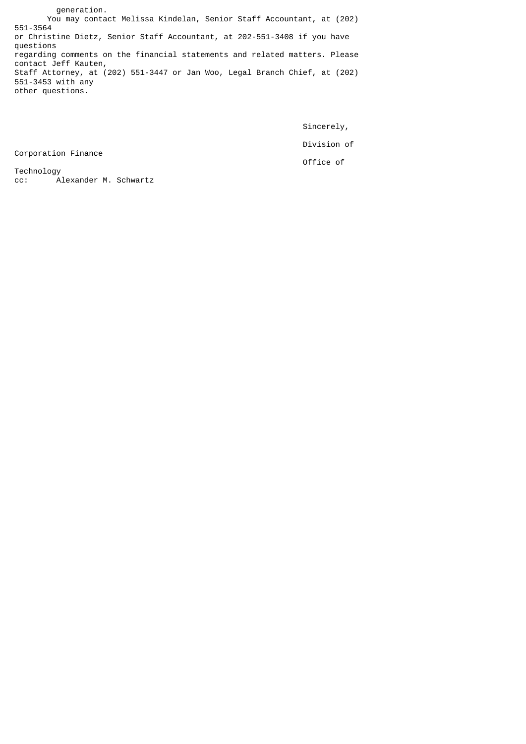generation.

You may contact Melissa Kindelan, Senior Staff Accountant, at (202) 551-3564 or Christine Dietz, Senior Staff Accountant, at 202-551-3408 if you have questions regarding comments on the financial statements and related matters. Please contact Jeff Kauten, Staff Attorney, at (202) 551-3447 or Jan Woo, Legal Branch Chief, at (202) 551-3453 with any other questions.

Sincerely,

Division of Corporation Finance

Office of Technology

cc: Alexander M. Schwartz